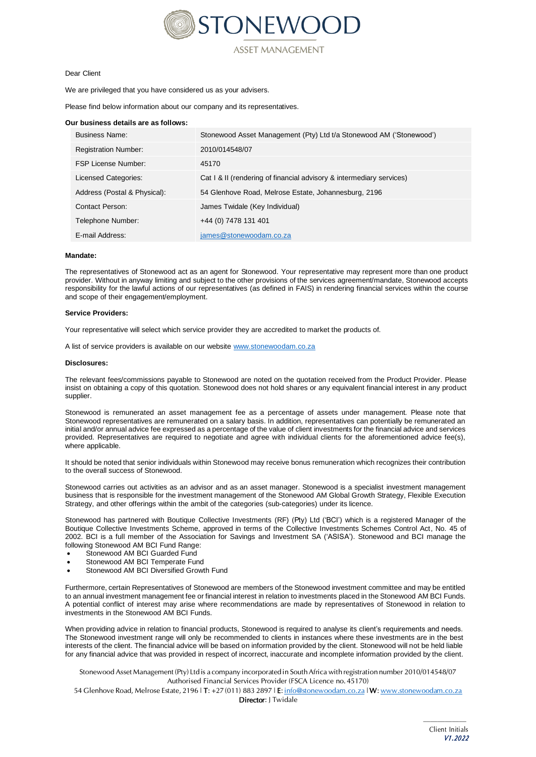# STONEWOOD ASSET MANAGEMENT

Dear Client

We are privileged that you have considered us as your advisers.

Please find below information about our company and its representatives.

**Our business details are as follows:**

| | |
|---|---|
| Business Name: | Stonewood Asset Management (Pty) Ltd t/a Stonewood AM ('Stonewood') |
| Registration Number: | 2010/014548/07 |
| FSP License Number: | 45170 |
| Licensed Categories: | Cat I & II (rendering of financial advisory & intermediary services) |
| Address (Postal & Physical): | 54 Glenhove Road, Melrose Estate, Johannesburg, 2196 |
| Contact Person: | James Twidale (Key Individual) |
| Telephone Number: | +44 (0) 7478 131 401 |
| E-mail Address: | james@stonewoodam.co.za |

**Mandate:**

The representatives of Stonewood act as an agent for Stonewood. Your representative may represent more than one product provider. Without in anyway limiting and subject to the other provisions of the services agreement/mandate, Stonewood accepts responsibility for the lawful actions of our representatives (as defined in FAIS) in rendering financial services within the course and scope of their engagement/employment.

**Service Providers:**

Your representative will select which service provider they are accredited to market the products of.

A list of service providers is available on our website www.stonewoodam.co.za

**Disclosures:**

The relevant fees/commissions payable to Stonewood are noted on the quotation received from the Product Provider. Please insist on obtaining a copy of this quotation. Stonewood does not hold shares or any equivalent financial interest in any product supplier.

Stonewood is remunerated an asset management fee as a percentage of assets under management. Please note that Stonewood representatives are remunerated on a salary basis. In addition, representatives can potentially be remunerated an initial and/or annual advice fee expressed as a percentage of the value of client investments for the financial advice and services provided. Representatives are required to negotiate and agree with individual clients for the aforementioned advice fee(s), where applicable.

It should be noted that senior individuals within Stonewood may receive bonus remuneration which recognizes their contribution to the overall success of Stonewood.

Stonewood carries out activities as an advisor and as an asset manager. Stonewood is a specialist investment management business that is responsible for the investment management of the Stonewood AM Global Growth Strategy, Flexible Execution Strategy, and other offerings within the ambit of the categories (sub-categories) under its licence.

Stonewood has partnered with Boutique Collective Investments (RF) (Pty) Ltd ('BCI') which is a registered Manager of the Boutique Collective Investments Scheme, approved in terms of the Collective Investments Schemes Control Act, No. 45 of 2002. BCI is a full member of the Association for Savings and Investment SA ('ASISA'). Stonewood and BCI manage the following Stonewood AM BCI Fund Range:

- Stonewood AM BCI Guarded Fund
- Stonewood AM BCI Temperate Fund
- Stonewood AM BCI Diversified Growth Fund

Furthermore, certain Representatives of Stonewood are members of the Stonewood investment committee and may be entitled to an annual investment management fee or financial interest in relation to investments placed in the Stonewood AM BCI Funds. A potential conflict of interest may arise where recommendations are made by representatives of Stonewood in relation to investments in the Stonewood AM BCI Funds.

When providing advice in relation to financial products, Stonewood is required to analyse its client's requirements and needs. The Stonewood investment range will only be recommended to clients in instances where these investments are in the best interests of the client. The financial advice will be based on information provided by the client. Stonewood will not be held liable for any financial advice that was provided in respect of incorrect, inaccurate and incomplete information provided by the client.

Stonewood Asset Management (Pty) Ltd is a company incorporated in South Africa with registration number 2010/014548/07
Authorised Financial Services Provider (FSCA Licence no. 45170)
54 Glenhove Road, Melrose Estate, 2196 | **T:** +27 (011) 883 2897 | **E:** info@stonewoodam.co.za | **W:** www.stonewoodam.co.za
**Director:** J Twidale

Client Initials

*V1.2022*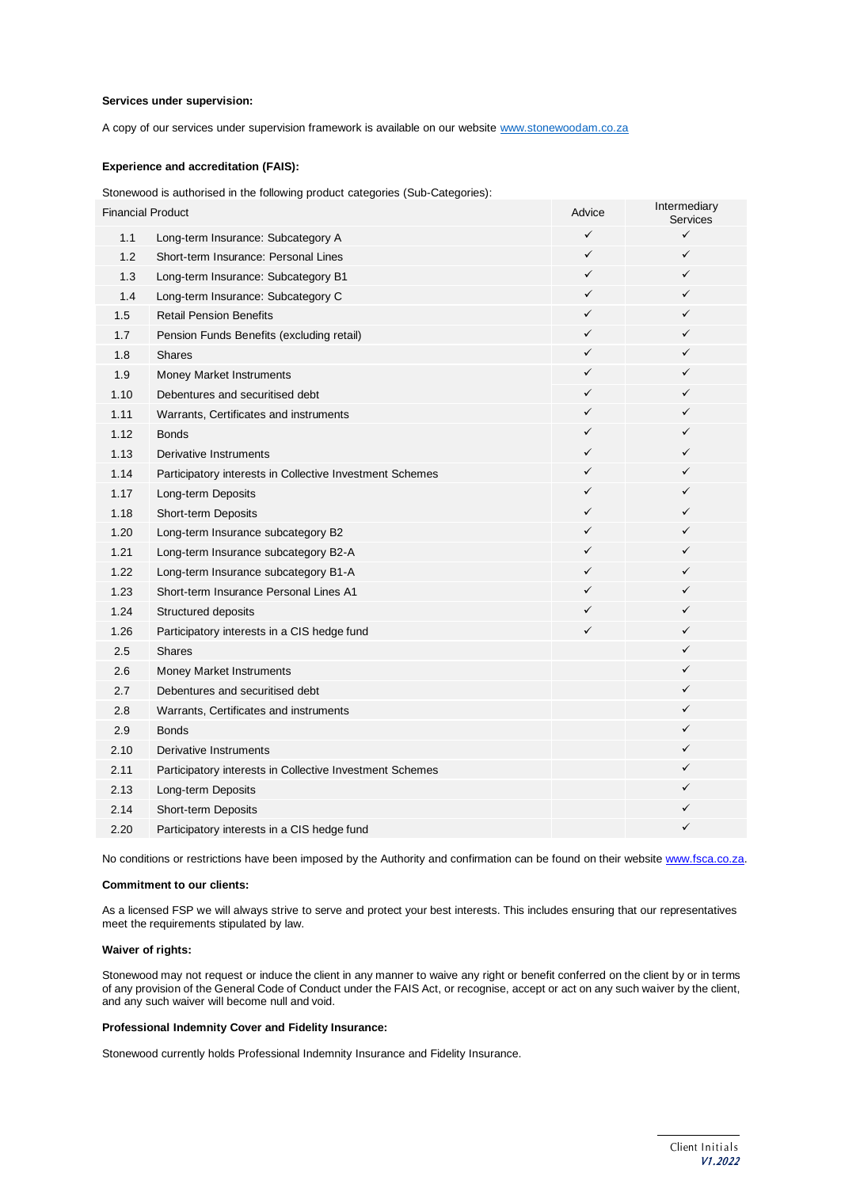**Services under supervision:**

A copy of our services under supervision framework is available on our website www.stonewoodam.co.za

**Experience and accreditation (FAIS):**

Stonewood is authorised in the following product categories (Sub-Categories):

| Financial Product | | Advice | Intermediary Services |
|---|---|---|---|
| 1.1 | Long-term Insurance: Subcategory A | ✓ | ✓ |
| 1.2 | Short-term Insurance: Personal Lines | ✓ | ✓ |
| 1.3 | Long-term Insurance: Subcategory B1 | ✓ | ✓ |
| 1.4 | Long-term Insurance: Subcategory C | ✓ | ✓ |
| 1.5 | Retail Pension Benefits | ✓ | ✓ |
| 1.7 | Pension Funds Benefits (excluding retail) | ✓ | ✓ |
| 1.8 | Shares | ✓ | ✓ |
| 1.9 | Money Market Instruments | ✓ | ✓ |
| 1.10 | Debentures and securitised debt | ✓ | ✓ |
| 1.11 | Warrants, Certificates and instruments | ✓ | ✓ |
| 1.12 | Bonds | ✓ | ✓ |
| 1.13 | Derivative Instruments | ✓ | ✓ |
| 1.14 | Participatory interests in Collective Investment Schemes | ✓ | ✓ |
| 1.17 | Long-term Deposits | ✓ | ✓ |
| 1.18 | Short-term Deposits | ✓ | ✓ |
| 1.20 | Long-term Insurance subcategory B2 | ✓ | ✓ |
| 1.21 | Long-term Insurance subcategory B2-A | ✓ | ✓ |
| 1.22 | Long-term Insurance subcategory B1-A | ✓ | ✓ |
| 1.23 | Short-term Insurance Personal Lines A1 | ✓ | ✓ |
| 1.24 | Structured deposits | ✓ | ✓ |
| 1.26 | Participatory interests in a CIS hedge fund | ✓ | ✓ |
| 2.5 | Shares | | ✓ |
| 2.6 | Money Market Instruments | | ✓ |
| 2.7 | Debentures and securitised debt | | ✓ |
| 2.8 | Warrants, Certificates and instruments | | ✓ |
| 2.9 | Bonds | | ✓ |
| 2.10 | Derivative Instruments | | ✓ |
| 2.11 | Participatory interests in Collective Investment Schemes | | ✓ |
| 2.13 | Long-term Deposits | | ✓ |
| 2.14 | Short-term Deposits | | ✓ |
| 2.20 | Participatory interests in a CIS hedge fund | | ✓ |

No conditions or restrictions have been imposed by the Authority and confirmation can be found on their website www.fsca.co.za.

**Commitment to our clients:**

As a licensed FSP we will always strive to serve and protect your best interests. This includes ensuring that our representatives meet the requirements stipulated by law.

**Waiver of rights:**

Stonewood may not request or induce the client in any manner to waive any right or benefit conferred on the client by or in terms of any provision of the General Code of Conduct under the FAIS Act, or recognise, accept or act on any such waiver by the client, and any such waiver will become null and void.

**Professional Indemnity Cover and Fidelity Insurance:**

Stonewood currently holds Professional Indemnity Insurance and Fidelity Insurance.

Client Initials

*V1.2022*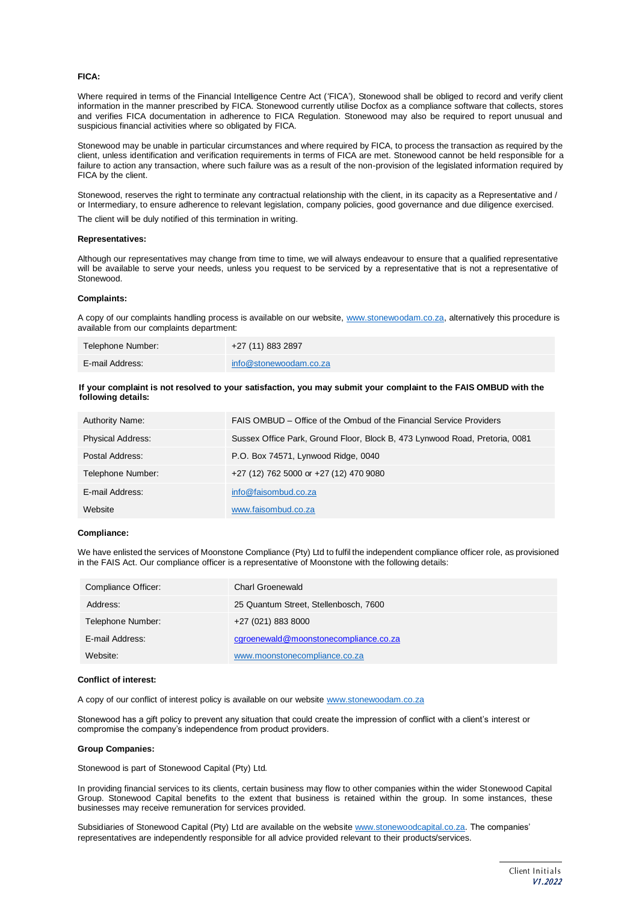**FICA:**

Where required in terms of the Financial Intelligence Centre Act ('FICA'), Stonewood shall be obliged to record and verify client information in the manner prescribed by FICA. Stonewood currently utilise Docfox as a compliance software that collects, stores and verifies FICA documentation in adherence to FICA Regulation. Stonewood may also be required to report unusual and suspicious financial activities where so obligated by FICA.

Stonewood may be unable in particular circumstances and where required by FICA, to process the transaction as required by the client, unless identification and verification requirements in terms of FICA are met. Stonewood cannot be held responsible for a failure to action any transaction, where such failure was as a result of the non-provision of the legislated information required by FICA by the client.

Stonewood, reserves the right to terminate any contractual relationship with the client, in its capacity as a Representative and / or Intermediary, to ensure adherence to relevant legislation, company policies, good governance and due diligence exercised.

The client will be duly notified of this termination in writing.

**Representatives:**

Although our representatives may change from time to time, we will always endeavour to ensure that a qualified representative will be available to serve your needs, unless you request to be serviced by a representative that is not a representative of Stonewood.

**Complaints:**

A copy of our complaints handling process is available on our website, www.stonewoodam.co.za, alternatively this procedure is available from our complaints department:

| | |
|---|---|
| Telephone Number: | +27 (11) 883 2897 |
| E-mail Address: | info@stonewoodam.co.za |

**If your complaint is not resolved to your satisfaction, you may submit your complaint to the FAIS OMBUD with the following details:**

| | |
|---|---|
| Authority Name: | FAIS OMBUD – Office of the Ombud of the Financial Service Providers |
| Physical Address: | Sussex Office Park, Ground Floor, Block B, 473 Lynwood Road, Pretoria, 0081 |
| Postal Address: | P.O. Box 74571, Lynwood Ridge, 0040 |
| Telephone Number: | +27 (12) 762 5000 or +27 (12) 470 9080 |
| E-mail Address: | info@faisombud.co.za |
| Website | www.faisombud.co.za |

**Compliance:**

We have enlisted the services of Moonstone Compliance (Pty) Ltd to fulfil the independent compliance officer role, as provisioned in the FAIS Act. Our compliance officer is a representative of Moonstone with the following details:

| | |
|---|---|
| Compliance Officer: | Charl Groenewald |
| Address: | 25 Quantum Street, Stellenbosch, 7600 |
| Telephone Number: | +27 (021) 883 8000 |
| E-mail Address: | cgroenewald@moonstonecompliance.co.za |
| Website: | www.moonstonecompliance.co.za |

**Conflict of interest:**

A copy of our conflict of interest policy is available on our website www.stonewoodam.co.za

Stonewood has a gift policy to prevent any situation that could create the impression of conflict with a client's interest or compromise the company's independence from product providers.

**Group Companies:**

Stonewood is part of Stonewood Capital (Pty) Ltd.

In providing financial services to its clients, certain business may flow to other companies within the wider Stonewood Capital Group. Stonewood Capital benefits to the extent that business is retained within the group. In some instances, these businesses may receive remuneration for services provided.

Subsidiaries of Stonewood Capital (Pty) Ltd are available on the website www.stonewoodcapital.co.za. The companies' representatives are independently responsible for all advice provided relevant to their products/services.

Client Initials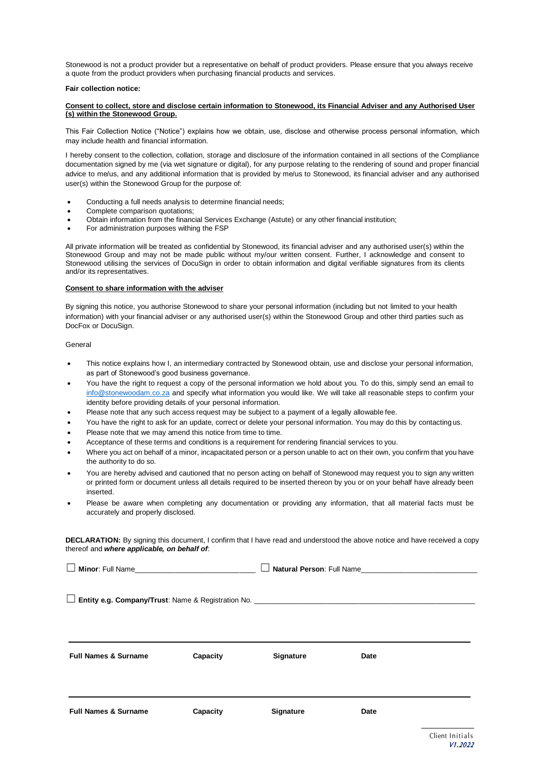Stonewood is not a product provider but a representative on behalf of product providers. Please ensure that you always receive a quote from the product providers when purchasing financial products and services.

**Fair collection notice:**

**Consent to collect, store and disclose certain information to Stonewood, its Financial Adviser and any Authorised User (s) within the Stonewood Group.**

This Fair Collection Notice ("Notice") explains how we obtain, use, disclose and otherwise process personal information, which may include health and financial information.

I hereby consent to the collection, collation, storage and disclosure of the information contained in all sections of the Compliance documentation signed by me (via wet signature or digital), for any purpose relating to the rendering of sound and proper financial advice to me/us, and any additional information that is provided by me/us to Stonewood, its financial adviser and any authorised user(s) within the Stonewood Group for the purpose of:

- Conducting a full needs analysis to determine financial needs;
- Complete comparison quotations;
- Obtain information from the financial Services Exchange (Astute) or any other financial institution;
- For administration purposes withing the FSP

All private information will be treated as confidential by Stonewood, its financial adviser and any authorised user(s) within the Stonewood Group and may not be made public without my/our written consent. Further, I acknowledge and consent to Stonewood utilising the services of DocuSign in order to obtain information and digital verifiable signatures from its clients and/or its representatives.

**Consent to share information with the adviser**

By signing this notice, you authorise Stonewood to share your personal information (including but not limited to your health information) with your financial adviser or any authorised user(s) within the Stonewood Group and other third parties such as DocFox or DocuSign.

General

- This notice explains how I, an intermediary contracted by Stonewood obtain, use and disclose your personal information, as part of Stonewood's good business governance.
- You have the right to request a copy of the personal information we hold about you. To do this, simply send an email to info@stonewoodam.co.za and specify what information you would like. We will take all reasonable steps to confirm your identity before providing details of your personal information.
- Please note that any such access request may be subject to a payment of a legally allowable fee.
- You have the right to ask for an update, correct or delete your personal information. You may do this by contacting us.
- Please note that we may amend this notice from time to time.
- Acceptance of these terms and conditions is a requirement for rendering financial services to you.
- Where you act on behalf of a minor, incapacitated person or a person unable to act on their own, you confirm that you have the authority to do so.
- You are hereby advised and cautioned that no person acting on behalf of Stonewood may request you to sign any written or printed form or document unless all details required to be inserted thereon by you or on your behalf have already been inserted.
- Please be aware when completing any documentation or providing any information, that all material facts must be accurately and properly disclosed.

**DECLARATION:** By signing this document, I confirm that I have read and understood the above notice and have received a copy thereof and ***where applicable, on behalf of***:

☐ **Minor**: Full Name_____________________________ ☐ **Natural Person**: Full Name_____________________________

☐ **Entity e.g. Company/Trust**: Name & Registration No. _______________________________________________________

| **Full Names & Surname** | **Capacity** | **Signature** | **Date** |
|---|---|---|---|
| | | | |

| **Full Names & Surname** | **Capacity** | **Signature** | **Date** |
|---|---|---|---|
| | | | |

Client Initials

V1.2022